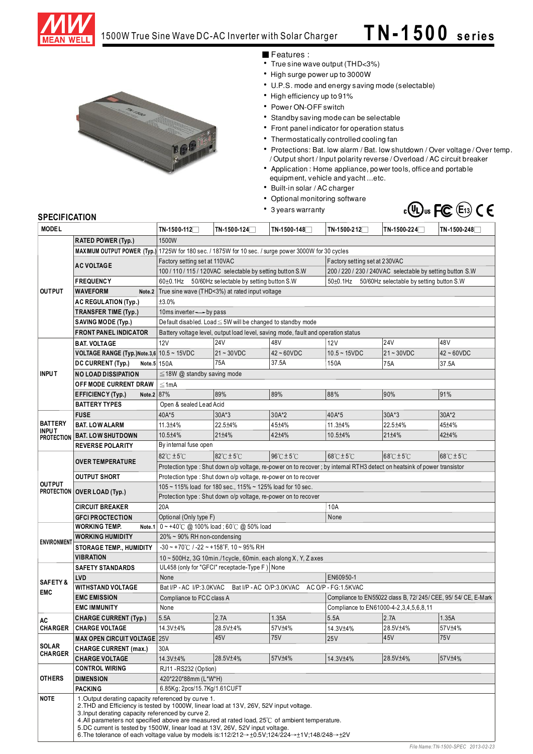# 1500W True Sine Wave DC-AC Inverter with Solar Charger

# TN-1500 series

## Features :

- True sine wave output (THD<3%)
- High surge power up to 3000W
- U.P.S. mode and energy saving mode (selectable)
- High efficiency up to 91%
- Power ON-OFF switch
- Standby saving mode can be selectable
- Front panel indicator for operation status
- Thermostatically controlled cooling fan
- Protections: Bat. low alarm / Bat. low shutdown / Over voltage / Over temp. / Output short / Input polarity reverse / Overload / AC circuit breaker
- Application : Home appliance, power tools, office and portable equipment, vehicle and yacht ...etc.
- Built-in solar / AC charger
- Optional monitoring software
- 3 years warranty

## SPECIFICATION

| MODEL | | TN-1500-112☐ | TN-1500-124☐ | TN-1500-148☐ | TN-1500-212☐ | TN-1500-224☐ | TN-1500-248☐ |
|---|---|---|---|---|---|---|---|
| OUTPUT | RATED POWER (Typ.) | 1500W | | | | | |
| | MAXIMUM OUTPUT POWER (Typ.) | 1725W for 180 sec. / 1875W for 10 sec. / surge power 3000W for 30 cycles | | | | | |
| | AC VOLTAGE | Factory setting set at 110VAC<br>100 / 110 / 115 / 120VAC selectable by setting button S.W | | | Factory setting set at 230VAC<br>200 / 220 / 230 / 240VAC selectable by setting button S.W | | |
| | FREQUENCY | 60±0.1Hz 50/60Hz selectable by setting button S.W | | | 50±0.1Hz 50/60Hz selectable by setting button S.W | | |
| | WAVEFORM Note.2 | True sine wave (THD<3%) at rated input voltage | | | | | |
| | AC REGULATION (Typ.) | ±3.0% | | | | | |
| | TRANSFER TIME (Typ.) | 10ms inverter←→by pass | | | | | |
| | SAVING MODE (Typ.) | Default disabled. Load≦5W will be changed to standby mode | | | | | |
| | FRONT PANEL INDICATOR | Battery voltage level, output load level, saving mode, fault and operation status | | | | | |
| INPUT | BAT. VOLTAGE | 12V | 24V | 48V | 12V | 24V | 48V |
| | VOLTAGE RANGE (Typ.) Note.3,6 | 10.5 ~ 15VDC | 21 ~ 30VDC | 42 ~ 60VDC | 10.5 ~ 15VDC | 21 ~ 30VDC | 42 ~ 60VDC |
| | DC CURRENT (Typ.) Note.5 | 150A | 75A | 37.5A | 150A | 75A | 37.5A |
| | NO LOAD DISSIPATION | ≦18W @ standby saving mode | | | | | |
| | OFF MODE CURRENT DRAW | ≦1mA | | | | | |
| | EFFICIENCY (Typ.) Note.2 | 87% | 89% | 89% | 88% | 90% | 91% |
| | BATTERY TYPES | Open & sealed Lead Acid | | | | | |
| BATTERY INPUT PROTECTION | FUSE | 40A*5 | 30A*3 | 30A*2 | 40A*5 | 30A*3 | 30A*2 |
| | BAT. LOW ALARM | 11.3±4% | 22.5±4% | 45±4% | 11.3±4% | 22.5±4% | 45±4% |
| | BAT. LOW SHUTDOWN | 10.5±4% | 21±4% | 42±4% | 10.5±4% | 21±4% | 42±4% |
| | REVERSE POLARITY | By internal fuse open | | | | | |
| OUTPUT PROTECTION | OVER TEMPERATURE | 82℃±5℃ | 82℃±5℃ | 96℃±5℃ | 68℃±5℃ | 68℃±5℃ | 68℃±5℃ |
| | | Protection type : Shut down o/p voltage, re-power on to recover ; by internal RTH3 detect on heatsink of power transistor | | | | | |
| | OUTPUT SHORT | Protection type : Shut down o/p voltage, re-power on to recover | | | | | |
| | OVER LOAD (Typ.) | 105 ~ 115% load for 180 sec., 115% ~ 125% load for 10 sec.<br>Protection type : Shut down o/p voltage, re-power on to recover | | | | | |
| | CIRCUIT BREAKER | 20A | | | 10A | | |
| | GFCI PROCTECTION | Optional (Only type F) | | | None | | |
| ENVIRONMENT | WORKING TEMP. Note.1 | 0 ~ +40℃ @ 100% load ; 60℃ @ 50% load | | | | | |
| | WORKING HUMIDITY | 20% ~ 90% RH non-condensing | | | | | |
| | STORAGE TEMP., HUMIDITY | -30 ~ +70℃ / -22 ~ +158°F, 10 ~ 95% RH | | | | | |
| | VIBRATION | 10 ~ 500Hz, 3G 10min./1cycle, 60min. each along X, Y, Z axes | | | | | |
| SAFETY & EMC | SAFETY STANDARDS | UL458 (only for "GFCI" receptacle-Type F ) None | | | | | |
| | LVD | None | | | EN60950-1 | | |
| | WITHSTAND VOLTAGE | Bat I/P - AC I/P:3.0KVAC Bat I/P - AC O/P:3.0KVAC AC O/P - FG:1.5KVAC | | | | | |
| | EMC EMISSION | Compliance to FCC class A | | | Compliance to EN55022 class B, 72/ 245/ CEE, 95/ 54/ CE, E-Mark | | |
| | EMC IMMUNITY | None | | | Compliance to EN61000-4-2,3,4,5,6,8,11 | | |
| AC CHARGER | CHARGE CURRENT (Typ.) | 5.5A | 2.7A | 1.35A | 5.5A | 2.7A | 1.35A |
| | CHARGE VOLTAGE | 14.3V±4% | 28.5V±4% | 57V±4% | 14.3V±4% | 28.5V±4% | 57V±4% |
| SOLAR CHARGER | MAX OPEN CIRCUIT VOLTAGE | 25V | 45V | 75V | 25V | 45V | 75V |
| | CHARGE CURRENT (max.) | 30A | | | | | |
| | CHARGE VOLTAGE | 14.3V±4% | 28.5V±4% | 57V±4% | 14.3V±4% | 28.5V±4% | 57V±4% |
| OTHERS | CONTROL WIRING | RJ11 -RS232 (Option) | | | | | |
| | DIMENSION | 420*220*88mm (L*W*H) | | | | | |
| | PACKING | 6.85Kg; 2pcs/15.7Kg/1.61CUFT | | | | | |
| NOTE | | 1.Output derating capacity referenced by curve 1.<br>2.THD and Efficiency is tested by 1000W, linear load at 13V, 26V, 52V input voltage.<br>3.Input derating capacity referenced by curve 2.<br>4.All parameters not specified above are measured at rated load, 25℃ of ambient temperature.<br>5.DC current is tested by 1500W, linear load at 13V, 26V, 52V input voltage.<br>6.The tolerance of each voltage value by models is:112/212→±0.5V;124/224→±1V;148/248→±2V | | | | | |

File Name:TN-1500-SPEC 2013-02-23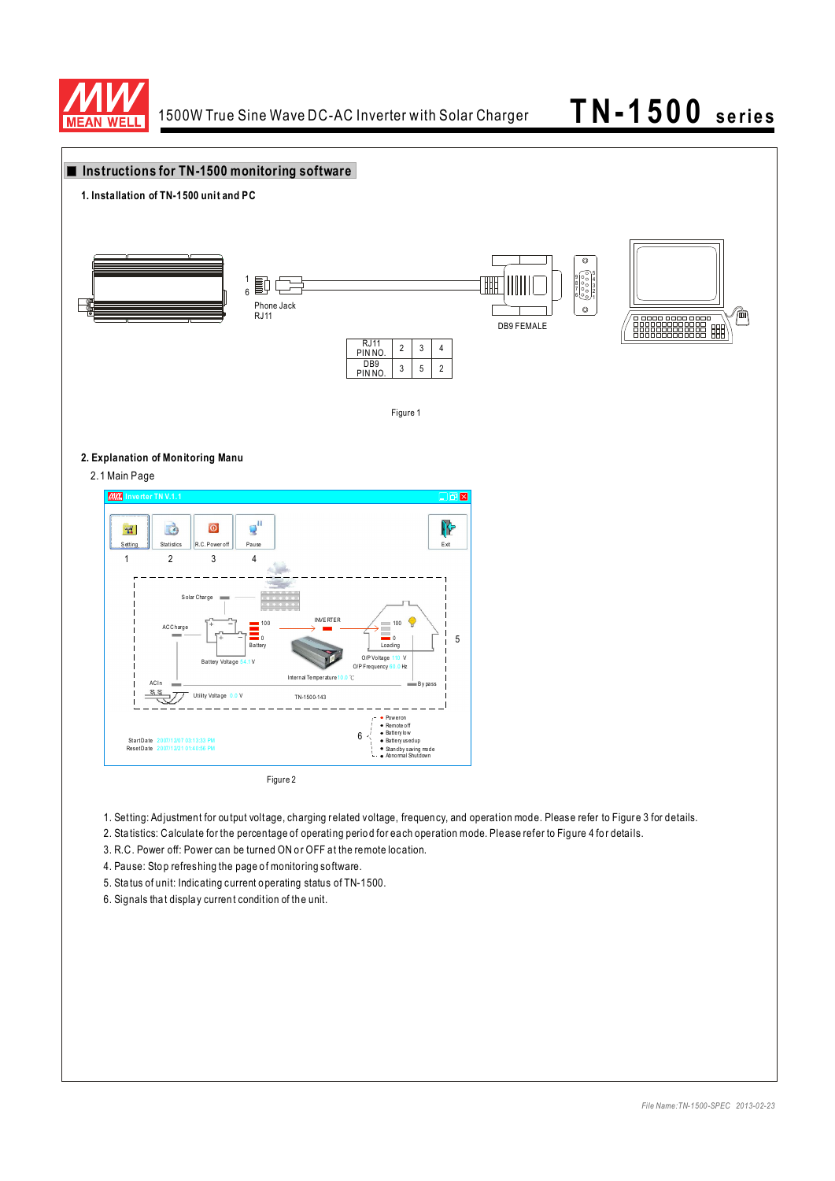## Instructions for TN-1500 monitoring software

### 1. Installation of TN-1500 unit and PC

1
6
Phone Jack
RJ11

DB9 FEMALE

| RJ11 PIN NO. | 2 | 3 | 4 |
|---|---|---|---|
| DB9 PIN NO. | 3 | 5 | 2 |

Figure 1

### 2. Explanation of Monitoring Manu

2.1 Main Page

Figure 2

1. Setting: Adjustment for output voltage, charging related voltage, frequency, and operation mode. Please refer to Figure 3 for details.
2. Statistics: Calculate for the percentage of operating period for each operation mode. Please refer to Figure 4 for details.
3. R.C. Power off: Power can be turned ON or OFF at the remote location.
4. Pause: Stop refreshing the page of monitoring software.
5. Status of unit: Indicating current operating status of TN-1500.
6. Signals that display current condition of the unit.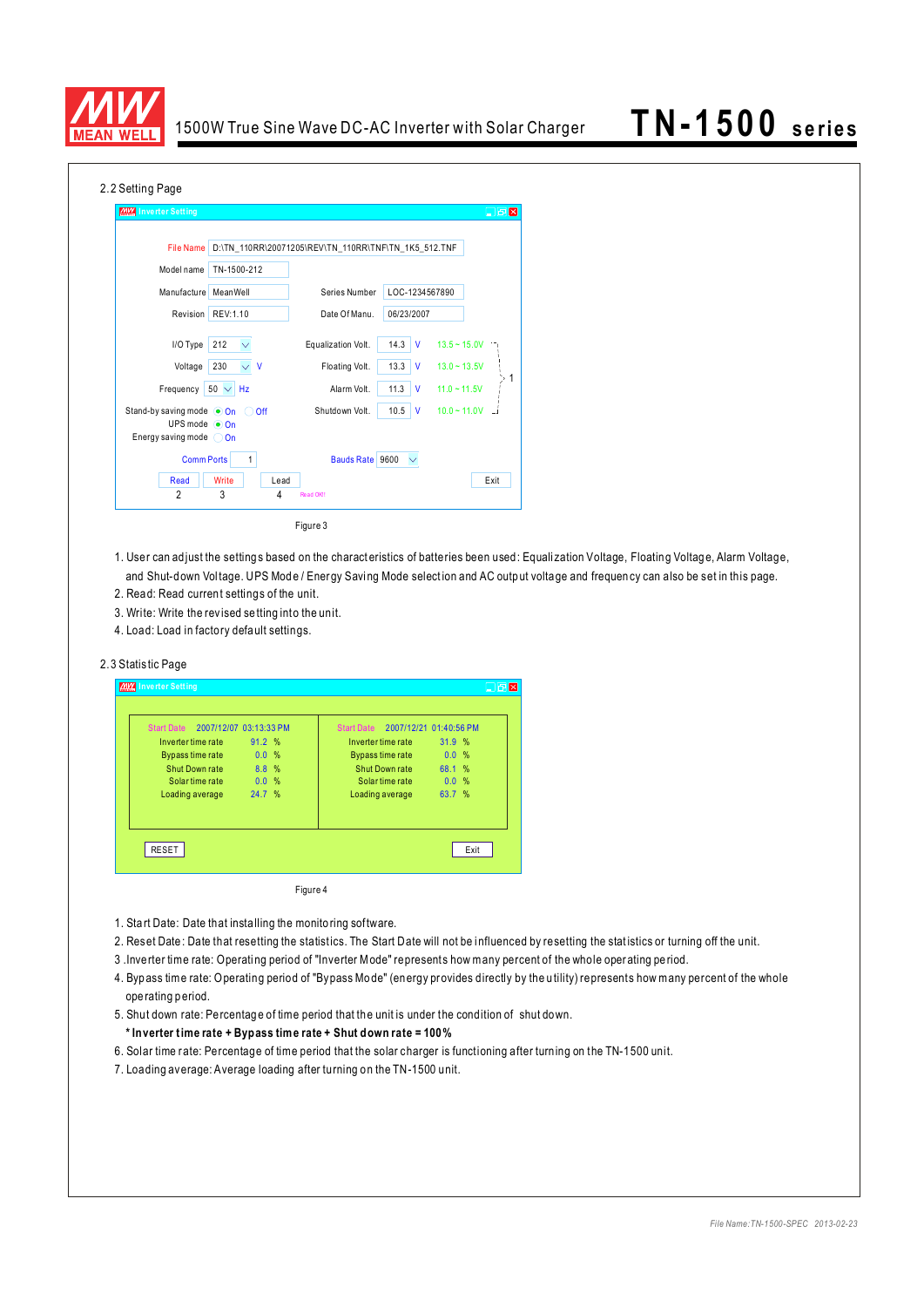2.2 Setting Page

Figure 3

1. User can adjust the settings based on the characteristics of batteries been used: Equalization Voltage, Floating Voltage, Alarm Voltage, and Shut-down Voltage. UPS Mode / Energy Saving Mode selection and AC output voltage and frequency can also be set in this page.
2. Read: Read current settings of the unit.
3. Write: Write the revised setting into the unit.
4. Load: Load in factory default settings.

2.3 Statistic Page

Figure 4

1. Start Date: Date that installing the monitoring software.
2. Reset Date: Date that resetting the statistics. The Start Date will not be influenced by resetting the statistics or turning off the unit.
3. Inverter time rate: Operating period of "Inverter Mode" represents how many percent of the whole operating period.
4. Bypass time rate: Operating period of "Bypass Mode" (energy provides directly by the utility) represents how many percent of the whole operating period.
5. Shut down rate: Percentage of time period that the unit is under the condition of shut down.
   **\* Inverter time rate + Bypass time rate + Shut down rate = 100%**
6. Solar time rate: Percentage of time period that the solar charger is functioning after turning on the TN-1500 unit.
7. Loading average: Average loading after turning on the TN-1500 unit.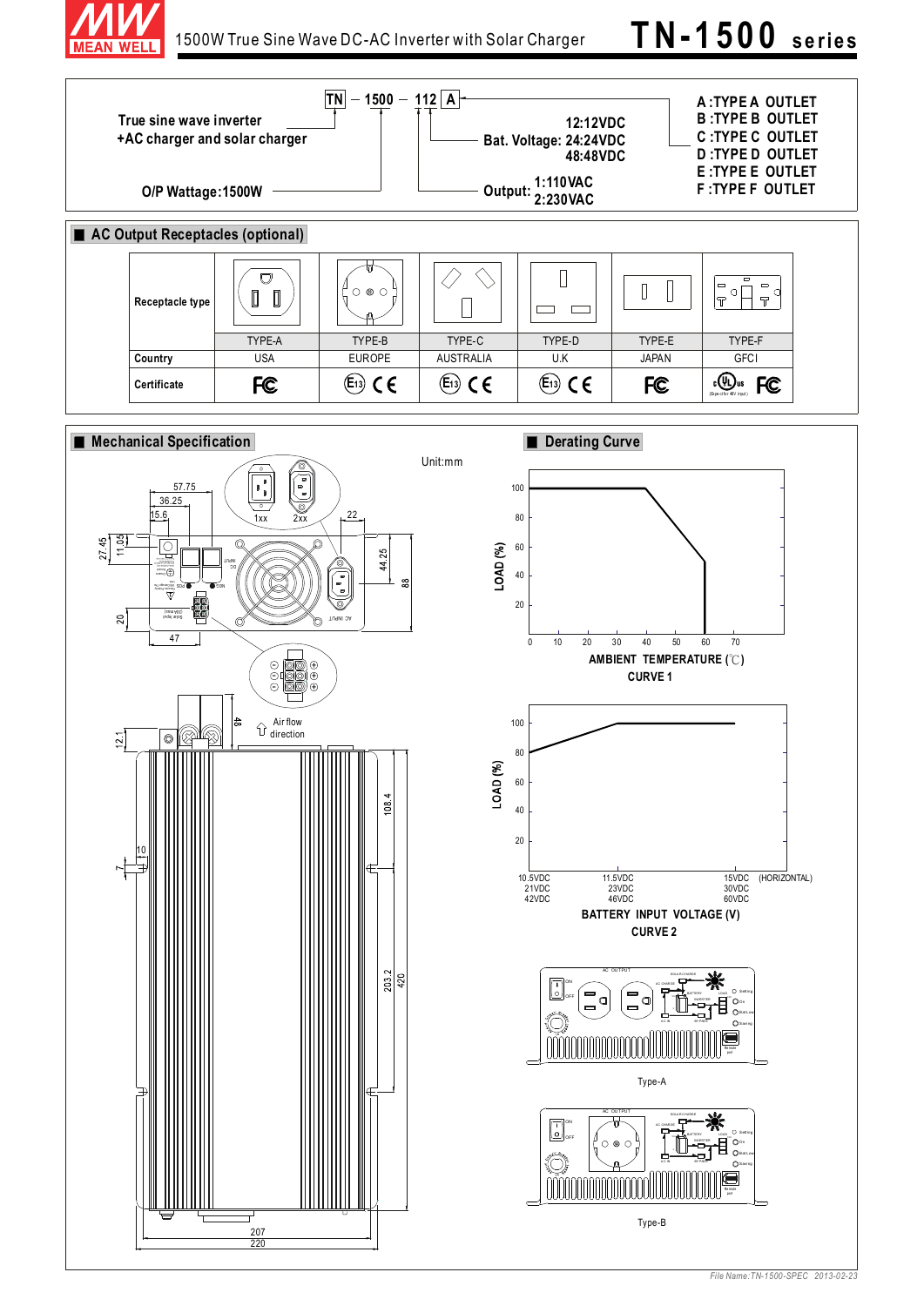# 1500W True Sine Wave DC-AC Inverter with Solar Charger

# TN-1500 series

TN − 1500 − 112 A

True sine wave inverter +AC charger and solar charger

O/P Wattage:1500W

Bat. Voltage: 12:12VDC, 24:24VDC, 48:48VDC

Output: 1:110VAC, 2:230VAC

A :TYPE A OUTLET
B :TYPE B OUTLET
C :TYPE C OUTLET
D :TYPE D OUTLET
E :TYPE E OUTLET
F :TYPE F OUTLET

## ■ AC Output Receptacles (optional)

| | | | | | | |
|---|---|---|---|---|---|---|
| Receptacle type | TYPE-A | TYPE-B | TYPE-C | TYPE-D | TYPE-E | TYPE-F |
| Country | USA | EUROPE | AUSTRALIA | U.K | JAPAN | GFCI |
| Certificate | FC | E13 CE | E13 CE | E13 CE | FC | cULus (Option for 48V input) FC |

## ■ Mechanical Specification

Unit:mm

57.75
36.25
15.6
22
27.45
11.05
44.25
88
20
47
1xx
2xx
48
Air flow direction
12.1
108.4
10
7
203.2
420
207
220

## ■ Derating Curve

100
80
60
40
20
LOAD (%)
0 10 20 30 40 50 60 70
AMBIENT TEMPERATURE (℃)
CURVE 1

100
80
60
40
20
LOAD (%)
10.5VDC 21VDC 42VDC
11.5VDC 23VDC 46VDC
15VDC 30VDC 60VDC
(HORIZONTAL)
BATTERY INPUT VOLTAGE (V)
CURVE 2

Type-A

Type-B